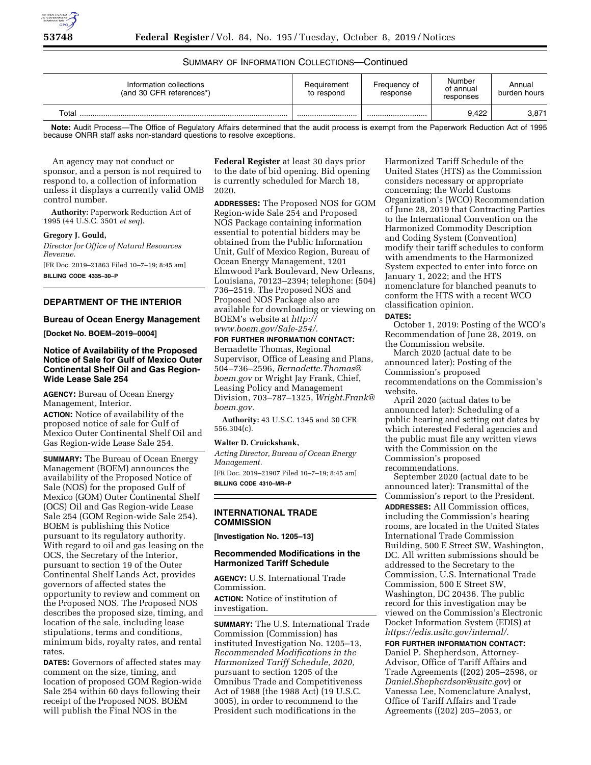SUMMARY OF INFORMATION COLLECTIONS—Continued

| Information collections (and 30 CFR references*) | Requirement to respond | Frequency of response | Number of annual responses | Annual burden hours |
|---|---|---|---|---|
| Total | ............................ | ............................ | 9,422 | 3,871 |

**Note:** Audit Process—The Office of Regulatory Affairs determined that the audit process is exempt from the Paperwork Reduction Act of 1995 because ONRR staff asks non-standard questions to resolve exceptions.

An agency may not conduct or sponsor, and a person is not required to respond to, a collection of information unless it displays a currently valid OMB control number.

**Authority:** Paperwork Reduction Act of 1995 (44 U.S.C. 3501 *et seq*).

**Gregory J. Gould,**

*Director for Office of Natural Resources Revenue.*

[FR Doc. 2019–21863 Filed 10–7–19; 8:45 am]

**BILLING CODE 4335–30–P**

## DEPARTMENT OF THE INTERIOR

### Bureau of Ocean Energy Management

**[Docket No. BOEM–2019–0004]**

### Notice of Availability of the Proposed Notice of Sale for Gulf of Mexico Outer Continental Shelf Oil and Gas Region-Wide Lease Sale 254

**AGENCY:** Bureau of Ocean Energy Management, Interior.

**ACTION:** Notice of availability of the proposed notice of sale for Gulf of Mexico Outer Continental Shelf Oil and Gas Region-wide Lease Sale 254.

**SUMMARY:** The Bureau of Ocean Energy Management (BOEM) announces the availability of the Proposed Notice of Sale (NOS) for the proposed Gulf of Mexico (GOM) Outer Continental Shelf (OCS) Oil and Gas Region-wide Lease Sale 254 (GOM Region-wide Sale 254). BOEM is publishing this Notice pursuant to its regulatory authority. With regard to oil and gas leasing on the OCS, the Secretary of the Interior, pursuant to section 19 of the Outer Continental Shelf Lands Act, provides governors of affected states the opportunity to review and comment on the Proposed NOS. The Proposed NOS describes the proposed size, timing, and location of the sale, including lease stipulations, terms and conditions, minimum bids, royalty rates, and rental rates.

**DATES:** Governors of affected states may comment on the size, timing, and location of proposed GOM Region-wide Sale 254 within 60 days following their receipt of the Proposed NOS. BOEM will publish the Final NOS in the **Federal Register** at least 30 days prior to the date of bid opening. Bid opening is currently scheduled for March 18, 2020.

**ADDRESSES:** The Proposed NOS for GOM Region-wide Sale 254 and Proposed NOS Package containing information essential to potential bidders may be obtained from the Public Information Unit, Gulf of Mexico Region, Bureau of Ocean Energy Management, 1201 Elmwood Park Boulevard, New Orleans, Louisiana, 70123–2394; telephone: (504) 736–2519. The Proposed NOS and Proposed NOS Package also are available for downloading or viewing on BOEM's website at *http://www.boem.gov/Sale-254/*.

**FOR FURTHER INFORMATION CONTACT:** Bernadette Thomas, Regional Supervisor, Office of Leasing and Plans, 504–736–2596, *Bernadette.Thomas@boem.gov* or Wright Jay Frank, Chief, Leasing Policy and Management Division, 703–787–1325, *Wright.Frank@boem.gov*.

**Authority:** 43 U.S.C. 1345 and 30 CFR 556.304(c).

**Walter D. Cruickshank,**

*Acting Director, Bureau of Ocean Energy Management.*

[FR Doc. 2019–21907 Filed 10–7–19; 8:45 am]

**BILLING CODE 4310–MR–P**

## INTERNATIONAL TRADE COMMISSION

**[Investigation No. 1205–13]**

### Recommended Modifications in the Harmonized Tariff Schedule

**AGENCY:** U.S. International Trade Commission.

**ACTION:** Notice of institution of investigation.

**SUMMARY:** The U.S. International Trade Commission (Commission) has instituted Investigation No. 1205–13, *Recommended Modifications in the Harmonized Tariff Schedule, 2020,* pursuant to section 1205 of the Omnibus Trade and Competitiveness Act of 1988 (the 1988 Act) (19 U.S.C. 3005), in order to recommend to the President such modifications in the Harmonized Tariff Schedule of the United States (HTS) as the Commission considers necessary or appropriate concerning; the World Customs Organization's (WCO) Recommendation of June 28, 2019 that Contracting Parties to the International Convention on the Harmonized Commodity Description and Coding System (Convention) modify their tariff schedules to conform with amendments to the Harmonized System expected to enter into force on January 1, 2022; and the HTS nomenclature for blanched peanuts to conform the HTS with a recent WCO classification opinion.

**DATES:**

October 1, 2019: Posting of the WCO's Recommendation of June 28, 2019, on the Commission website.

March 2020 (actual date to be announced later): Posting of the Commission's proposed recommendations on the Commission's website.

April 2020 (actual dates to be announced later): Scheduling of a public hearing and setting out dates by which interested Federal agencies and the public must file any written views with the Commission on the Commission's proposed recommendations.

September 2020 (actual date to be announced later): Transmittal of the Commission's report to the President.

**ADDRESSES:** All Commission offices, including the Commission's hearing rooms, are located in the United States International Trade Commission Building, 500 E Street SW, Washington, DC. All written submissions should be addressed to the Secretary to the Commission, U.S. International Trade Commission, 500 E Street SW, Washington, DC 20436. The public record for this investigation may be viewed on the Commission's Electronic Docket Information System (EDIS) at *https://edis.usitc.gov/internal/*.

**FOR FURTHER INFORMATION CONTACT:** Daniel P. Shepherdson, Attorney-Advisor, Office of Tariff Affairs and Trade Agreements ((202) 205–2598, or *Daniel.Shepherdson@usitc.gov*) or Vanessa Lee, Nomenclature Analyst, Office of Tariff Affairs and Trade Agreements ((202) 205–2053, or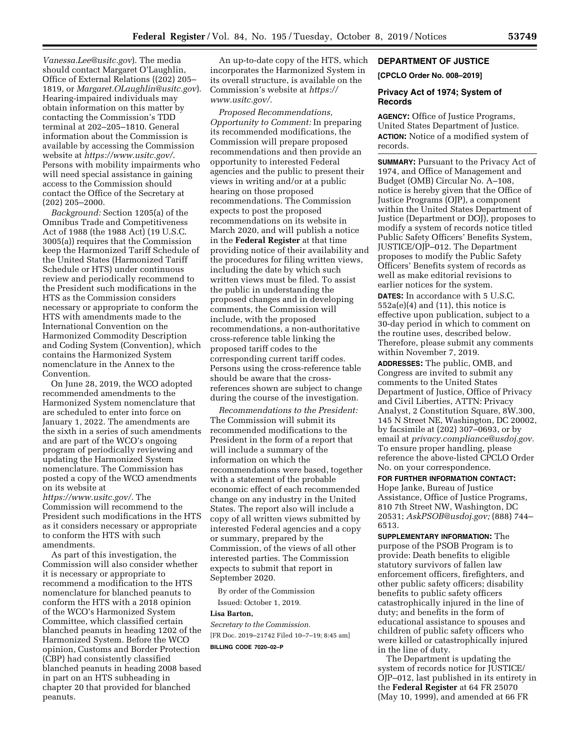*Vanessa.Lee@usitc.gov*). The media should contact Margaret O'Laughlin, Office of External Relations ((202) 205–1819, or *Margaret.OLaughlin@usitc.gov*). Hearing-impaired individuals may obtain information on this matter by contacting the Commission's TDD terminal at 202–205–1810. General information about the Commission is available by accessing the Commission website at *https://www.usitc.gov/*. Persons with mobility impairments who will need special assistance in gaining access to the Commission should contact the Office of the Secretary at (202) 205–2000.

*Background:* Section 1205(a) of the Omnibus Trade and Competitiveness Act of 1988 (the 1988 Act) (19 U.S.C. 3005(a)) requires that the Commission keep the Harmonized Tariff Schedule of the United States (Harmonized Tariff Schedule or HTS) under continuous review and periodically recommend to the President such modifications in the HTS as the Commission considers necessary or appropriate to conform the HTS with amendments made to the International Convention on the Harmonized Commodity Description and Coding System (Convention), which contains the Harmonized System nomenclature in the Annex to the Convention.

On June 28, 2019, the WCO adopted recommended amendments to the Harmonized System nomenclature that are scheduled to enter into force on January 1, 2022. The amendments are the sixth in a series of such amendments and are part of the WCO's ongoing program of periodically reviewing and updating the Harmonized System nomenclature. The Commission has posted a copy of the WCO amendments on its website at *https://www.usitc.gov/*. The Commission will recommend to the President such modifications in the HTS as it considers necessary or appropriate to conform the HTS with such amendments.

As part of this investigation, the Commission will also consider whether it is necessary or appropriate to recommend a modification to the HTS nomenclature for blanched peanuts to conform the HTS with a 2018 opinion of the WCO's Harmonized System Committee, which classified certain blanched peanuts in heading 1202 of the Harmonized System. Before the WCO opinion, Customs and Border Protection (CBP) had consistently classified blanched peanuts in heading 2008 based in part on an HTS subheading in chapter 20 that provided for blanched peanuts.

An up-to-date copy of the HTS, which incorporates the Harmonized System in its overall structure, is available on the Commission's website at *https://www.usitc.gov/*.

*Proposed Recommendations, Opportunity to Comment:* In preparing its recommended modifications, the Commission will prepare proposed recommendations and then provide an opportunity to interested Federal agencies and the public to present their views in writing and/or at a public hearing on those proposed recommendations. The Commission expects to post the proposed recommendations on its website in March 2020, and will publish a notice in the **Federal Register** at that time providing notice of their availability and the procedures for filing written views, including the date by which such written views must be filed. To assist the public in understanding the proposed changes and in developing comments, the Commission will include, with the proposed recommendations, a non-authoritative cross-reference table linking the proposed tariff codes to the corresponding current tariff codes. Persons using the cross-reference table should be aware that the cross-references shown are subject to change during the course of the investigation.

*Recommendations to the President:* The Commission will submit its recommended modifications to the President in the form of a report that will include a summary of the information on which the recommendations were based, together with a statement of the probable economic effect of each recommended change on any industry in the United States. The report also will include a copy of all written views submitted by interested Federal agencies and a copy or summary, prepared by the Commission, of the views of all other interested parties. The Commission expects to submit that report in September 2020.

By order of the Commission

Issued: October 1, 2019.

**Lisa Barton,**

*Secretary to the Commission.*

[FR Doc. 2019–21742 Filed 10–7–19; 8:45 am]

**BILLING CODE 7020–02–P**

## DEPARTMENT OF JUSTICE

**[CPCLO Order No. 008–2019]**

### Privacy Act of 1974; System of Records

**AGENCY:** Office of Justice Programs, United States Department of Justice.

**ACTION:** Notice of a modified system of records.

**SUMMARY:** Pursuant to the Privacy Act of 1974, and Office of Management and Budget (OMB) Circular No. A–108, notice is hereby given that the Office of Justice Programs (OJP), a component within the United States Department of Justice (Department or DOJ), proposes to modify a system of records notice titled Public Safety Officers' Benefits System, JUSTICE/OJP–012. The Department proposes to modify the Public Safety Officers' Benefits system of records as well as make editorial revisions to earlier notices for the system.

**DATES:** In accordance with 5 U.S.C. 552a(e)(4) and (11), this notice is effective upon publication, subject to a 30-day period in which to comment on the routine uses, described below. Therefore, please submit any comments within November 7, 2019.

**ADDRESSES:** The public, OMB, and Congress are invited to submit any comments to the United States Department of Justice, Office of Privacy and Civil Liberties, ATTN: Privacy Analyst, 2 Constitution Square, 8W.300, 145 N Street NE, Washington, DC 20002, by facsimile at (202) 307–0693, or by email at *privacy.compliance@usdoj.gov.* To ensure proper handling, please reference the above-listed CPCLO Order No. on your correspondence.

**FOR FURTHER INFORMATION CONTACT:** Hope Janke, Bureau of Justice Assistance, Office of Justice Programs, 810 7th Street NW, Washington, DC 20531; *AskPSOB@usdoj.gov;* (888) 744–6513.

**SUPPLEMENTARY INFORMATION:** The purpose of the PSOB Program is to provide: Death benefits to eligible statutory survivors of fallen law enforcement officers, firefighters, and other public safety officers; disability benefits to public safety officers catastrophically injured in the line of duty; and benefits in the form of educational assistance to spouses and children of public safety officers who were killed or catastrophically injured in the line of duty.

The Department is updating the system of records notice for JUSTICE/OJP–012, last published in its entirety in the **Federal Register** at 64 FR 25070 (May 10, 1999), and amended at 66 FR